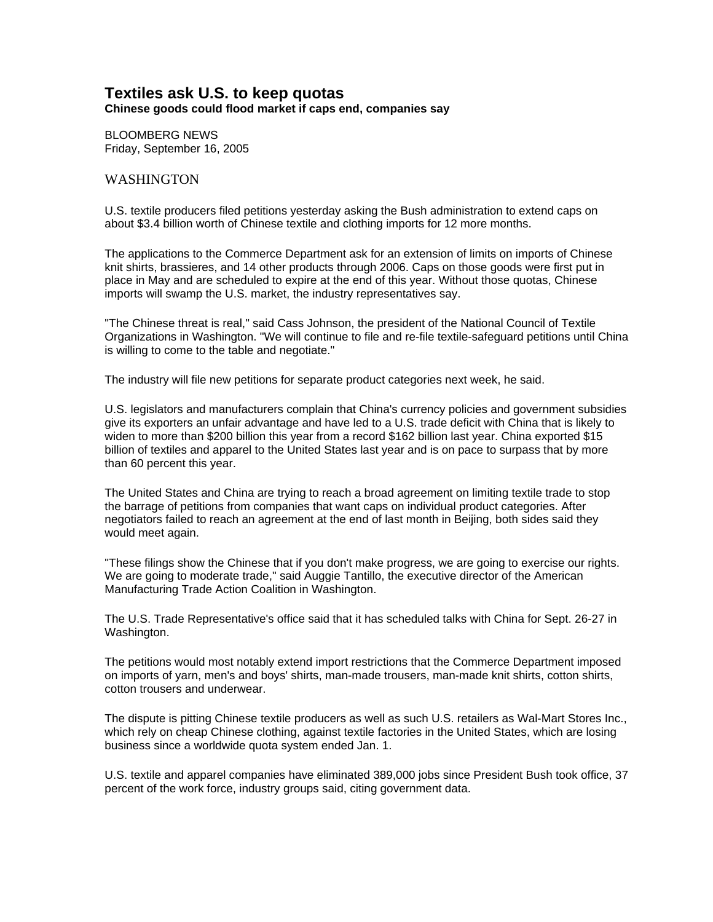# Textiles ask U.S. to keep quotas

**Chinese goods could flood market if caps end, companies say**

BLOOMBERG NEWS
Friday, September 16, 2005

WASHINGTON

U.S. textile producers filed petitions yesterday asking the Bush administration to extend caps on about $3.4 billion worth of Chinese textile and clothing imports for 12 more months.

The applications to the Commerce Department ask for an extension of limits on imports of Chinese knit shirts, brassieres, and 14 other products through 2006. Caps on those goods were first put in place in May and are scheduled to expire at the end of this year. Without those quotas, Chinese imports will swamp the U.S. market, the industry representatives say.

"The Chinese threat is real," said Cass Johnson, the president of the National Council of Textile Organizations in Washington. "We will continue to file and re-file textile-safeguard petitions until China is willing to come to the table and negotiate."

The industry will file new petitions for separate product categories next week, he said.

U.S. legislators and manufacturers complain that China's currency policies and government subsidies give its exporters an unfair advantage and have led to a U.S. trade deficit with China that is likely to widen to more than $200 billion this year from a record $162 billion last year. China exported $15 billion of textiles and apparel to the United States last year and is on pace to surpass that by more than 60 percent this year.

The United States and China are trying to reach a broad agreement on limiting textile trade to stop the barrage of petitions from companies that want caps on individual product categories. After negotiators failed to reach an agreement at the end of last month in Beijing, both sides said they would meet again.

"These filings show the Chinese that if you don't make progress, we are going to exercise our rights. We are going to moderate trade," said Auggie Tantillo, the executive director of the American Manufacturing Trade Action Coalition in Washington.

The U.S. Trade Representative's office said that it has scheduled talks with China for Sept. 26-27 in Washington.

The petitions would most notably extend import restrictions that the Commerce Department imposed on imports of yarn, men's and boys' shirts, man-made trousers, man-made knit shirts, cotton shirts, cotton trousers and underwear.

The dispute is pitting Chinese textile producers as well as such U.S. retailers as Wal-Mart Stores Inc., which rely on cheap Chinese clothing, against textile factories in the United States, which are losing business since a worldwide quota system ended Jan. 1.

U.S. textile and apparel companies have eliminated 389,000 jobs since President Bush took office, 37 percent of the work force, industry groups said, citing government data.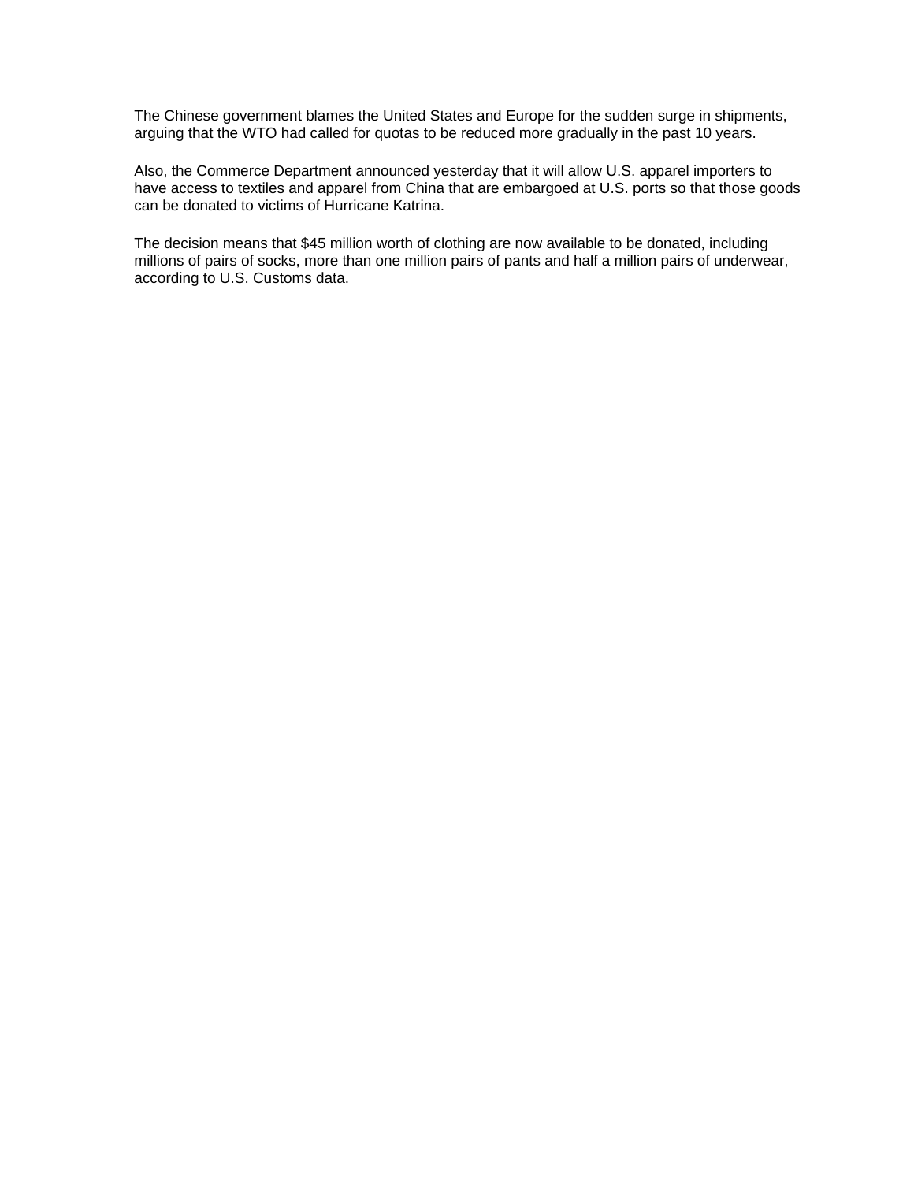The Chinese government blames the United States and Europe for the sudden surge in shipments, arguing that the WTO had called for quotas to be reduced more gradually in the past 10 years.

Also, the Commerce Department announced yesterday that it will allow U.S. apparel importers to have access to textiles and apparel from China that are embargoed at U.S. ports so that those goods can be donated to victims of Hurricane Katrina.

The decision means that $45 million worth of clothing are now available to be donated, including millions of pairs of socks, more than one million pairs of pants and half a million pairs of underwear, according to U.S. Customs data.